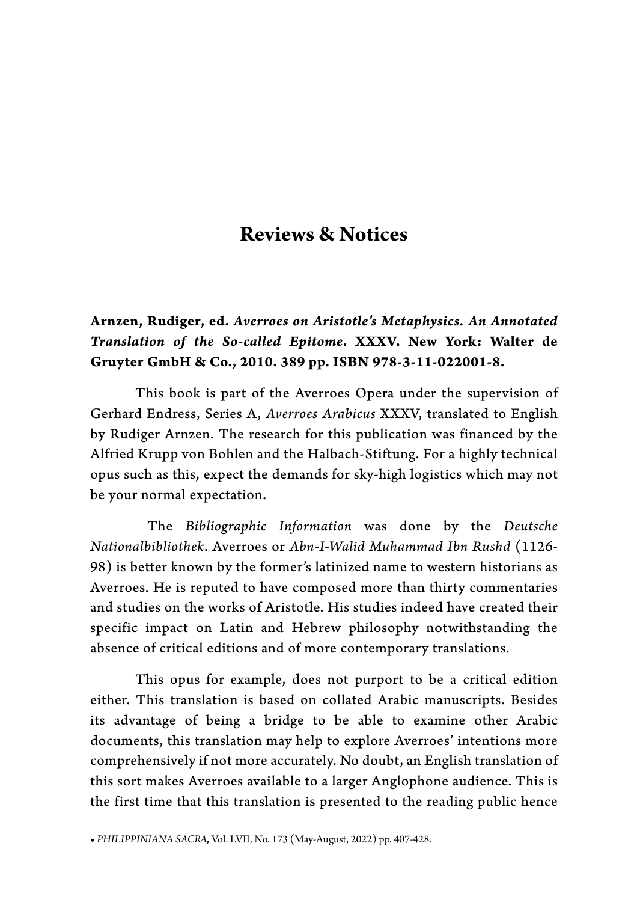# Reviews & Notices

**Arnzen, Rudiger, ed. *Averroes on Aristotle's Metaphysics. An Annotated Translation of the So-called Epitome*. XXXV. New York: Walter de Gruyter GmbH & Co., 2010. 389 pp. ISBN 978-3-11-022001-8.**

This book is part of the Averroes Opera under the supervision of Gerhard Endress, Series A, *Averroes Arabicus* XXXV, translated to English by Rudiger Arnzen. The research for this publication was financed by the Alfried Krupp von Bohlen and the Halbach-Stiftung. For a highly technical opus such as this, expect the demands for sky-high logistics which may not be your normal expectation.

The *Bibliographic Information* was done by the *Deutsche Nationalbibliothek*. Averroes or *Abn-I-Walid Muhammad Ibn Rushd* (1126-98) is better known by the former's latinized name to western historians as Averroes. He is reputed to have composed more than thirty commentaries and studies on the works of Aristotle. His studies indeed have created their specific impact on Latin and Hebrew philosophy notwithstanding the absence of critical editions and of more contemporary translations.

This opus for example, does not purport to be a critical edition either. This translation is based on collated Arabic manuscripts. Besides its advantage of being a bridge to be able to examine other Arabic documents, this translation may help to explore Averroes' intentions more comprehensively if not more accurately. No doubt, an English translation of this sort makes Averroes available to a larger Anglophone audience. This is the first time that this translation is presented to the reading public hence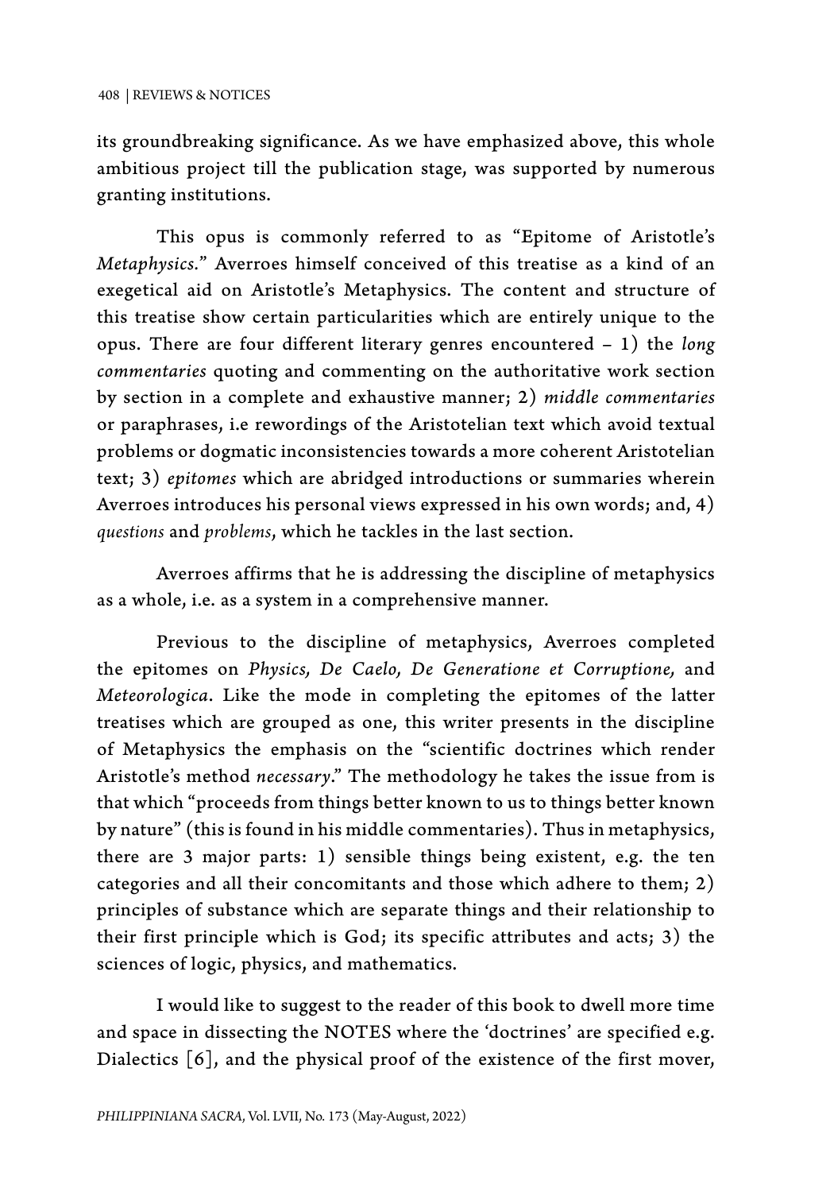its groundbreaking significance. As we have emphasized above, this whole ambitious project till the publication stage, was supported by numerous granting institutions.

This opus is commonly referred to as "Epitome of Aristotle's *Metaphysics*." Averroes himself conceived of this treatise as a kind of an exegetical aid on Aristotle's Metaphysics. The content and structure of this treatise show certain particularities which are entirely unique to the opus. There are four different literary genres encountered – 1) the *long commentaries* quoting and commenting on the authoritative work section by section in a complete and exhaustive manner; 2) *middle commentaries* or paraphrases, i.e rewordings of the Aristotelian text which avoid textual problems or dogmatic inconsistencies towards a more coherent Aristotelian text; 3) *epitomes* which are abridged introductions or summaries wherein Averroes introduces his personal views expressed in his own words; and, 4) *questions* and *problems*, which he tackles in the last section.

Averroes affirms that he is addressing the discipline of metaphysics as a whole, i.e. as a system in a comprehensive manner.

Previous to the discipline of metaphysics, Averroes completed the epitomes on *Physics, De Caelo, De Generatione et Corruptione,* and *Meteorologica*. Like the mode in completing the epitomes of the latter treatises which are grouped as one, this writer presents in the discipline of Metaphysics the emphasis on the "scientific doctrines which render Aristotle's method *necessary*." The methodology he takes the issue from is that which "proceeds from things better known to us to things better known by nature" (this is found in his middle commentaries). Thus in metaphysics, there are 3 major parts: 1) sensible things being existent, e.g. the ten categories and all their concomitants and those which adhere to them; 2) principles of substance which are separate things and their relationship to their first principle which is God; its specific attributes and acts; 3) the sciences of logic, physics, and mathematics.

I would like to suggest to the reader of this book to dwell more time and space in dissecting the NOTES where the 'doctrines' are specified e.g. Dialectics [6], and the physical proof of the existence of the first mover,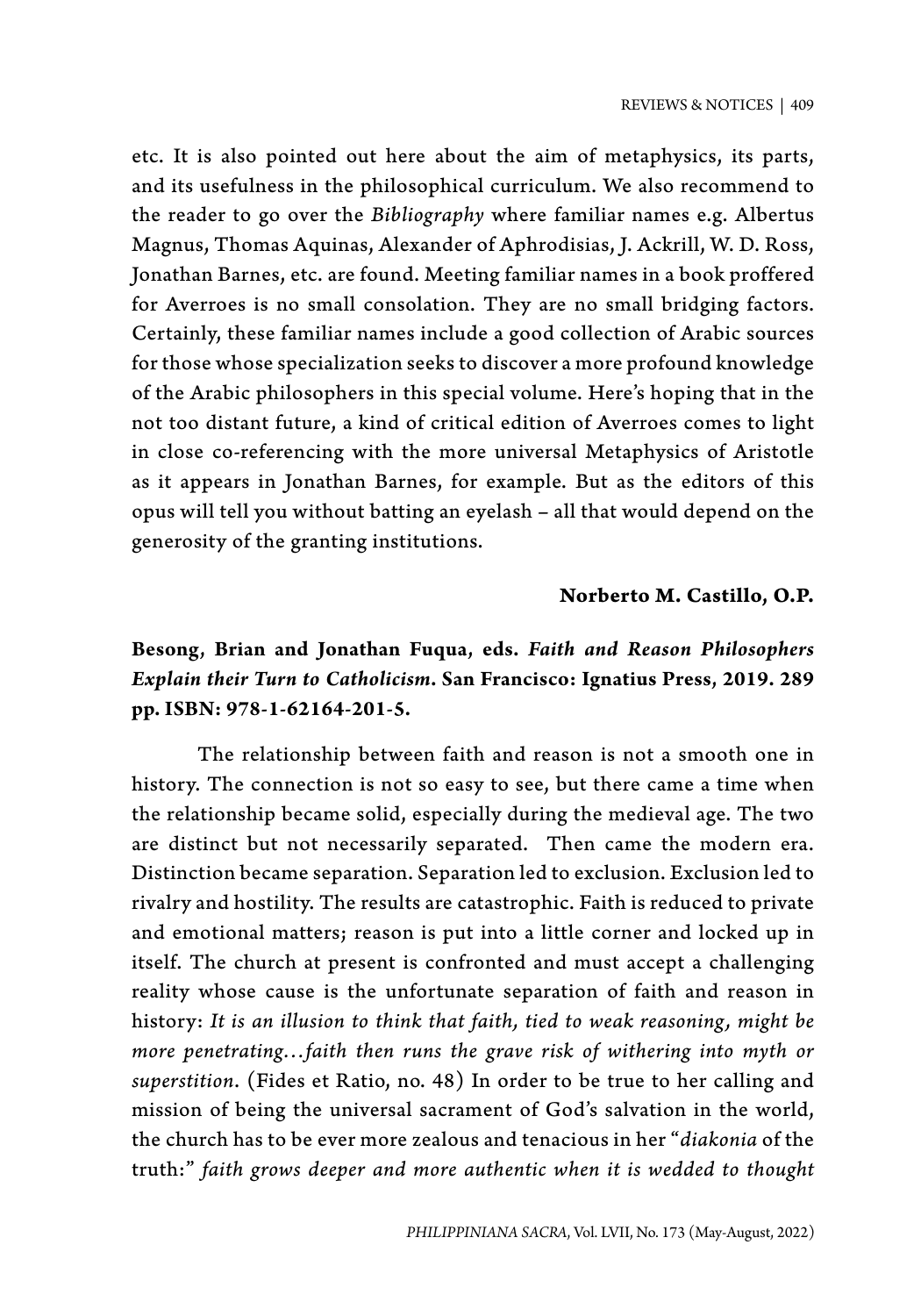etc. It is also pointed out here about the aim of metaphysics, its parts, and its usefulness in the philosophical curriculum. We also recommend to the reader to go over the *Bibliography* where familiar names e.g. Albertus Magnus, Thomas Aquinas, Alexander of Aphrodisias, J. Ackrill, W. D. Ross, Jonathan Barnes, etc. are found. Meeting familiar names in a book proffered for Averroes is no small consolation. They are no small bridging factors. Certainly, these familiar names include a good collection of Arabic sources for those whose specialization seeks to discover a more profound knowledge of the Arabic philosophers in this special volume. Here's hoping that in the not too distant future, a kind of critical edition of Averroes comes to light in close co-referencing with the more universal Metaphysics of Aristotle as it appears in Jonathan Barnes, for example. But as the editors of this opus will tell you without batting an eyelash – all that would depend on the generosity of the granting institutions.

**Norberto M. Castillo, O.P.**

**Besong, Brian and Jonathan Fuqua, eds. *Faith and Reason Philosophers Explain their Turn to Catholicism*. San Francisco: Ignatius Press, 2019. 289 pp. ISBN: 978-1-62164-201-5.**

The relationship between faith and reason is not a smooth one in history. The connection is not so easy to see, but there came a time when the relationship became solid, especially during the medieval age. The two are distinct but not necessarily separated. Then came the modern era. Distinction became separation. Separation led to exclusion. Exclusion led to rivalry and hostility. The results are catastrophic. Faith is reduced to private and emotional matters; reason is put into a little corner and locked up in itself. The church at present is confronted and must accept a challenging reality whose cause is the unfortunate separation of faith and reason in history: *It is an illusion to think that faith, tied to weak reasoning, might be more penetrating…faith then runs the grave risk of withering into myth or superstition*. (Fides et Ratio, no. 48) In order to be true to her calling and mission of being the universal sacrament of God's salvation in the world, the church has to be ever more zealous and tenacious in her "*diakonia* of the truth:" *faith grows deeper and more authentic when it is wedded to thought*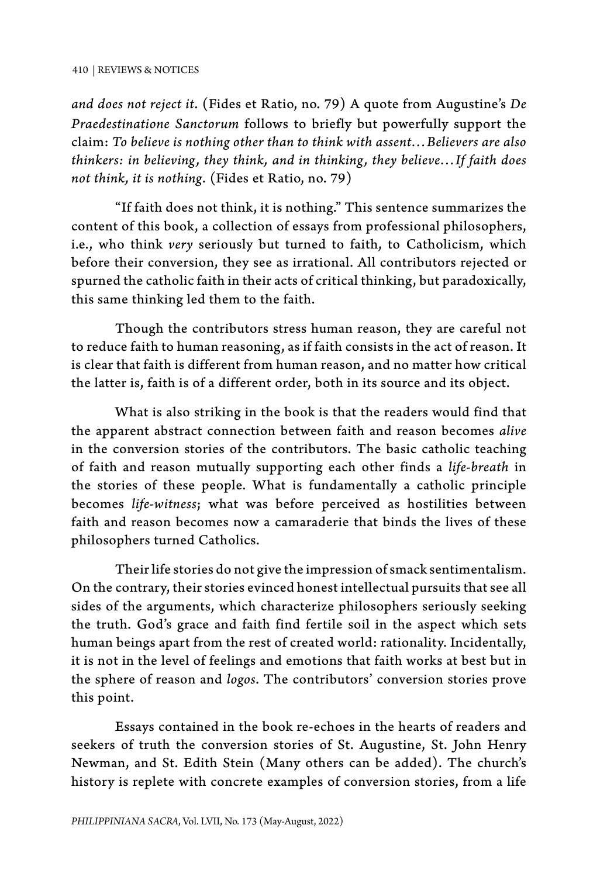*and does not reject it.* (Fides et Ratio, no. 79) A quote from Augustine's *De Praedestinatione Sanctorum* follows to briefly but powerfully support the claim: *To believe is nothing other than to think with assent…Believers are also thinkers: in believing, they think, and in thinking, they believe…If faith does not think, it is nothing.* (Fides et Ratio, no. 79)

"If faith does not think, it is nothing." This sentence summarizes the content of this book, a collection of essays from professional philosophers, i.e., who think *very* seriously but turned to faith, to Catholicism, which before their conversion, they see as irrational. All contributors rejected or spurned the catholic faith in their acts of critical thinking, but paradoxically, this same thinking led them to the faith.

Though the contributors stress human reason, they are careful not to reduce faith to human reasoning, as if faith consists in the act of reason. It is clear that faith is different from human reason, and no matter how critical the latter is, faith is of a different order, both in its source and its object.

What is also striking in the book is that the readers would find that the apparent abstract connection between faith and reason becomes *alive* in the conversion stories of the contributors. The basic catholic teaching of faith and reason mutually supporting each other finds a *life-breath* in the stories of these people. What is fundamentally a catholic principle becomes *life-witness*; what was before perceived as hostilities between faith and reason becomes now a camaraderie that binds the lives of these philosophers turned Catholics.

Their life stories do not give the impression of smack sentimentalism. On the contrary, their stories evinced honest intellectual pursuits that see all sides of the arguments, which characterize philosophers seriously seeking the truth. God's grace and faith find fertile soil in the aspect which sets human beings apart from the rest of created world: rationality. Incidentally, it is not in the level of feelings and emotions that faith works at best but in the sphere of reason and *logos*. The contributors' conversion stories prove this point.

Essays contained in the book re-echoes in the hearts of readers and seekers of truth the conversion stories of St. Augustine, St. John Henry Newman, and St. Edith Stein (Many others can be added). The church's history is replete with concrete examples of conversion stories, from a life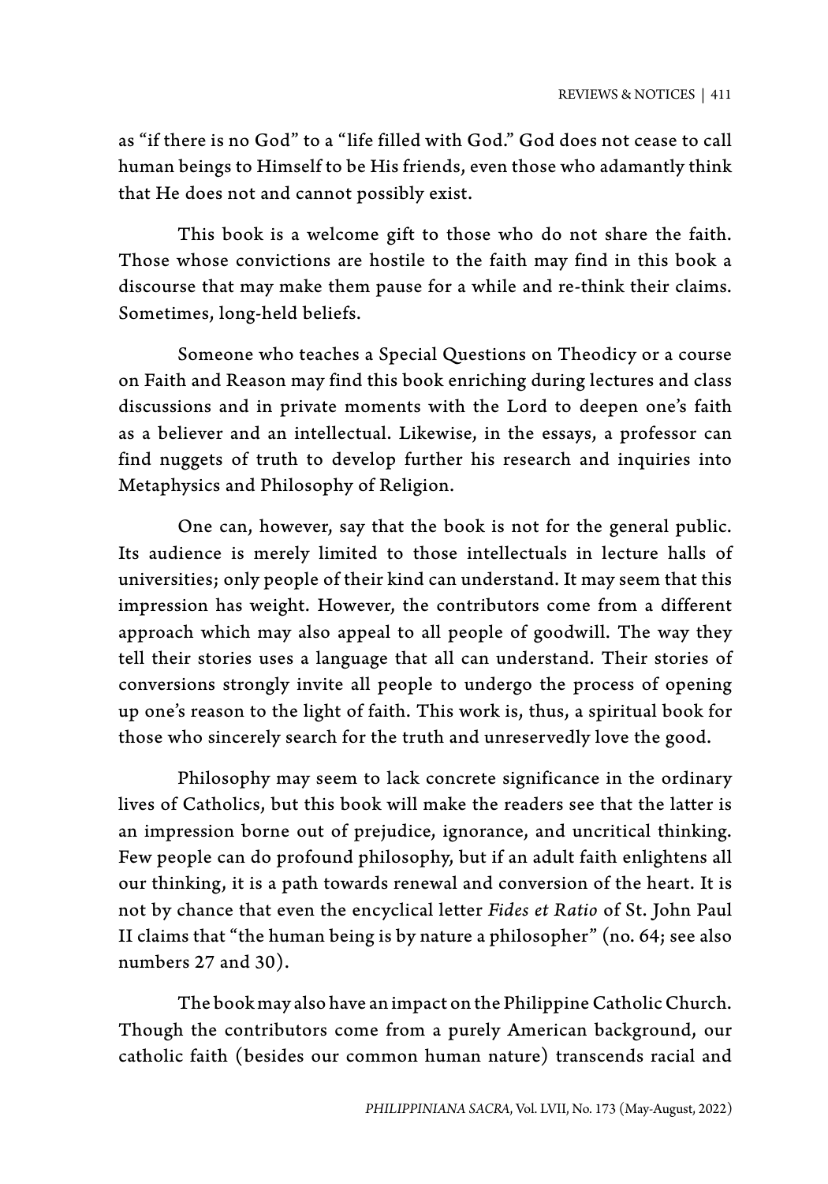as "if there is no God" to a "life filled with God." God does not cease to call human beings to Himself to be His friends, even those who adamantly think that He does not and cannot possibly exist.

This book is a welcome gift to those who do not share the faith. Those whose convictions are hostile to the faith may find in this book a discourse that may make them pause for a while and re-think their claims. Sometimes, long-held beliefs.

Someone who teaches a Special Questions on Theodicy or a course on Faith and Reason may find this book enriching during lectures and class discussions and in private moments with the Lord to deepen one's faith as a believer and an intellectual. Likewise, in the essays, a professor can find nuggets of truth to develop further his research and inquiries into Metaphysics and Philosophy of Religion.

One can, however, say that the book is not for the general public. Its audience is merely limited to those intellectuals in lecture halls of universities; only people of their kind can understand. It may seem that this impression has weight. However, the contributors come from a different approach which may also appeal to all people of goodwill. The way they tell their stories uses a language that all can understand. Their stories of conversions strongly invite all people to undergo the process of opening up one's reason to the light of faith. This work is, thus, a spiritual book for those who sincerely search for the truth and unreservedly love the good.

Philosophy may seem to lack concrete significance in the ordinary lives of Catholics, but this book will make the readers see that the latter is an impression borne out of prejudice, ignorance, and uncritical thinking. Few people can do profound philosophy, but if an adult faith enlightens all our thinking, it is a path towards renewal and conversion of the heart. It is not by chance that even the encyclical letter *Fides et Ratio* of St. John Paul II claims that "the human being is by nature a philosopher" (no. 64; see also numbers 27 and 30).

The book may also have an impact on the Philippine Catholic Church. Though the contributors come from a purely American background, our catholic faith (besides our common human nature) transcends racial and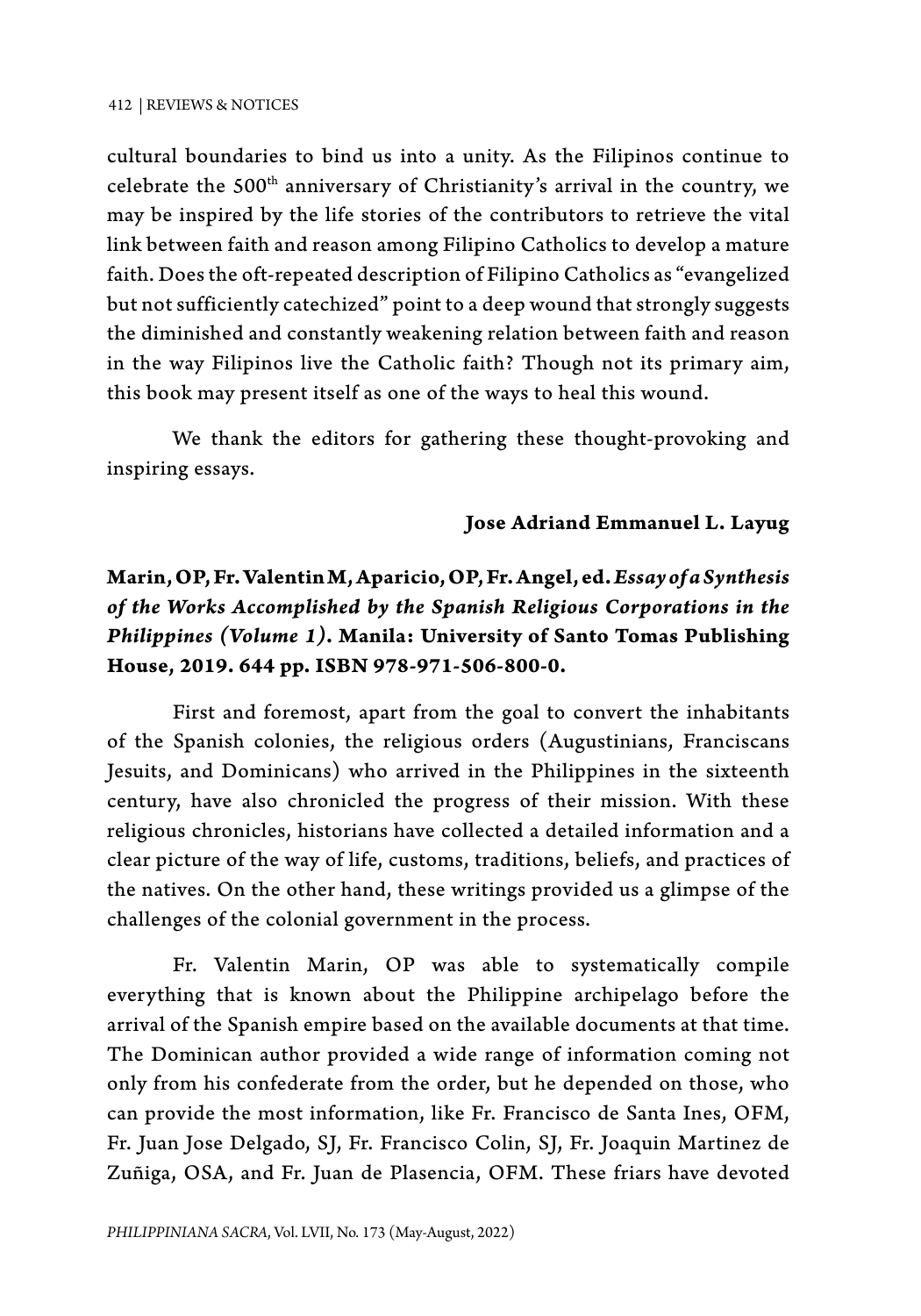cultural boundaries to bind us into a unity. As the Filipinos continue to celebrate the 500th anniversary of Christianity's arrival in the country, we may be inspired by the life stories of the contributors to retrieve the vital link between faith and reason among Filipino Catholics to develop a mature faith. Does the oft-repeated description of Filipino Catholics as "evangelized but not sufficiently catechized" point to a deep wound that strongly suggests the diminished and constantly weakening relation between faith and reason in the way Filipinos live the Catholic faith? Though not its primary aim, this book may present itself as one of the ways to heal this wound.

We thank the editors for gathering these thought-provoking and inspiring essays.

**Jose Adriand Emmanuel L. Layug**

**Marin, OP, Fr. Valentin M, Aparicio, OP, Fr. Angel, ed. *Essay of a Synthesis of the Works Accomplished by the Spanish Religious Corporations in the Philippines (Volume 1)*. Manila: University of Santo Tomas Publishing House, 2019. 644 pp. ISBN 978-971-506-800-0.**

First and foremost, apart from the goal to convert the inhabitants of the Spanish colonies, the religious orders (Augustinians, Franciscans Jesuits, and Dominicans) who arrived in the Philippines in the sixteenth century, have also chronicled the progress of their mission. With these religious chronicles, historians have collected a detailed information and a clear picture of the way of life, customs, traditions, beliefs, and practices of the natives. On the other hand, these writings provided us a glimpse of the challenges of the colonial government in the process.

Fr. Valentin Marin, OP was able to systematically compile everything that is known about the Philippine archipelago before the arrival of the Spanish empire based on the available documents at that time. The Dominican author provided a wide range of information coming not only from his confederate from the order, but he depended on those, who can provide the most information, like Fr. Francisco de Santa Ines, OFM, Fr. Juan Jose Delgado, SJ, Fr. Francisco Colin, SJ, Fr. Joaquin Martinez de Zuñiga, OSA, and Fr. Juan de Plasencia, OFM. These friars have devoted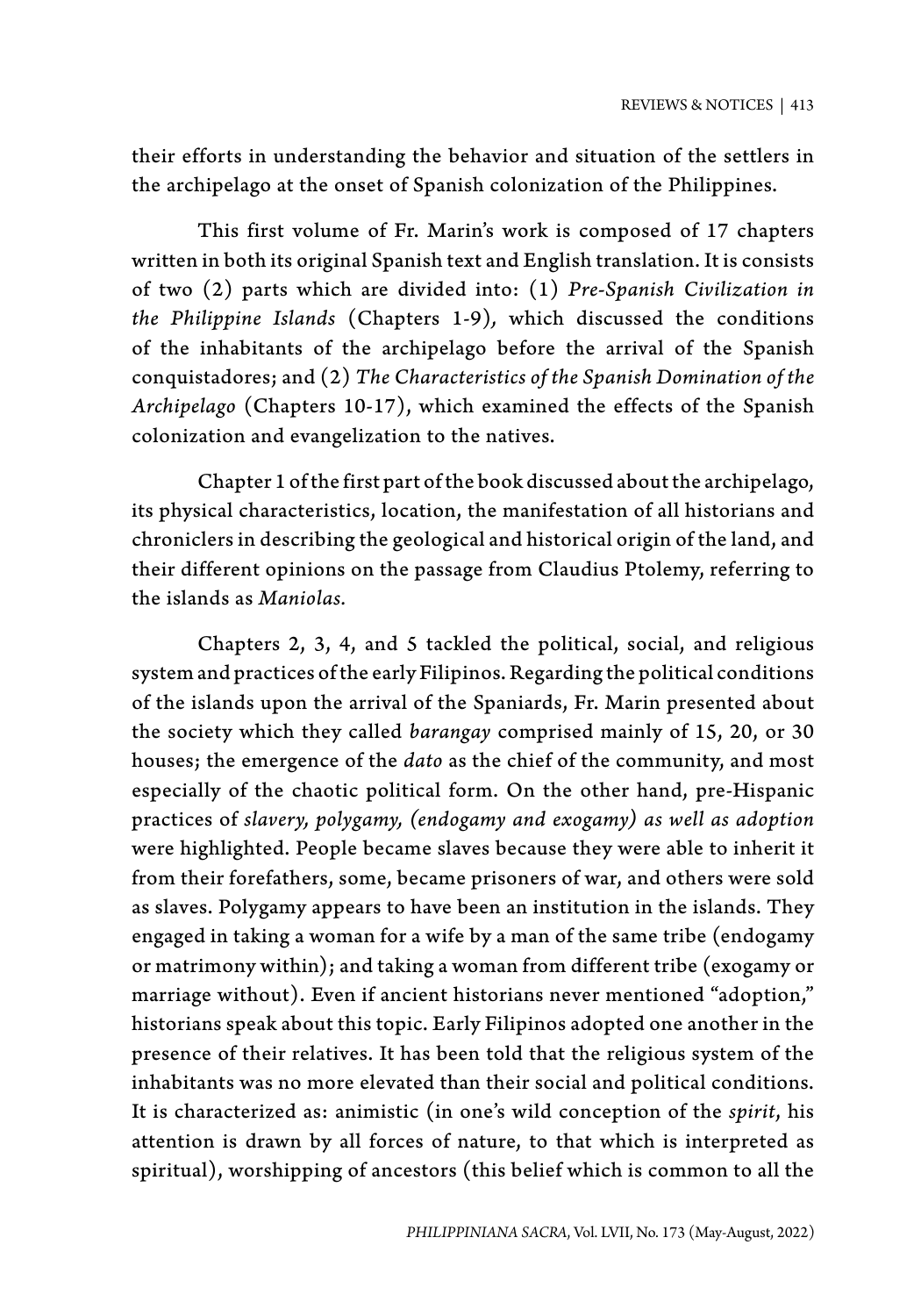their efforts in understanding the behavior and situation of the settlers in the archipelago at the onset of Spanish colonization of the Philippines.

This first volume of Fr. Marin's work is composed of 17 chapters written in both its original Spanish text and English translation. It is consists of two (2) parts which are divided into: (1) *Pre-Spanish Civilization in the Philippine Islands* (Chapters 1-9), which discussed the conditions of the inhabitants of the archipelago before the arrival of the Spanish conquistadores; and (2) *The Characteristics of the Spanish Domination of the Archipelago* (Chapters 10-17), which examined the effects of the Spanish colonization and evangelization to the natives.

Chapter 1 of the first part of the book discussed about the archipelago, its physical characteristics, location, the manifestation of all historians and chroniclers in describing the geological and historical origin of the land, and their different opinions on the passage from Claudius Ptolemy, referring to the islands as *Maniolas*.

Chapters 2, 3, 4, and 5 tackled the political, social, and religious system and practices of the early Filipinos. Regarding the political conditions of the islands upon the arrival of the Spaniards, Fr. Marin presented about the society which they called *barangay* comprised mainly of 15, 20, or 30 houses; the emergence of the *dato* as the chief of the community, and most especially of the chaotic political form. On the other hand, pre-Hispanic practices of *slavery, polygamy, (endogamy and exogamy) as well as adoption* were highlighted. People became slaves because they were able to inherit it from their forefathers, some, became prisoners of war, and others were sold as slaves. Polygamy appears to have been an institution in the islands. They engaged in taking a woman for a wife by a man of the same tribe (endogamy or matrimony within); and taking a woman from different tribe (exogamy or marriage without). Even if ancient historians never mentioned "adoption," historians speak about this topic. Early Filipinos adopted one another in the presence of their relatives. It has been told that the religious system of the inhabitants was no more elevated than their social and political conditions. It is characterized as: animistic (in one's wild conception of the *spirit*, his attention is drawn by all forces of nature, to that which is interpreted as spiritual), worshipping of ancestors (this belief which is common to all the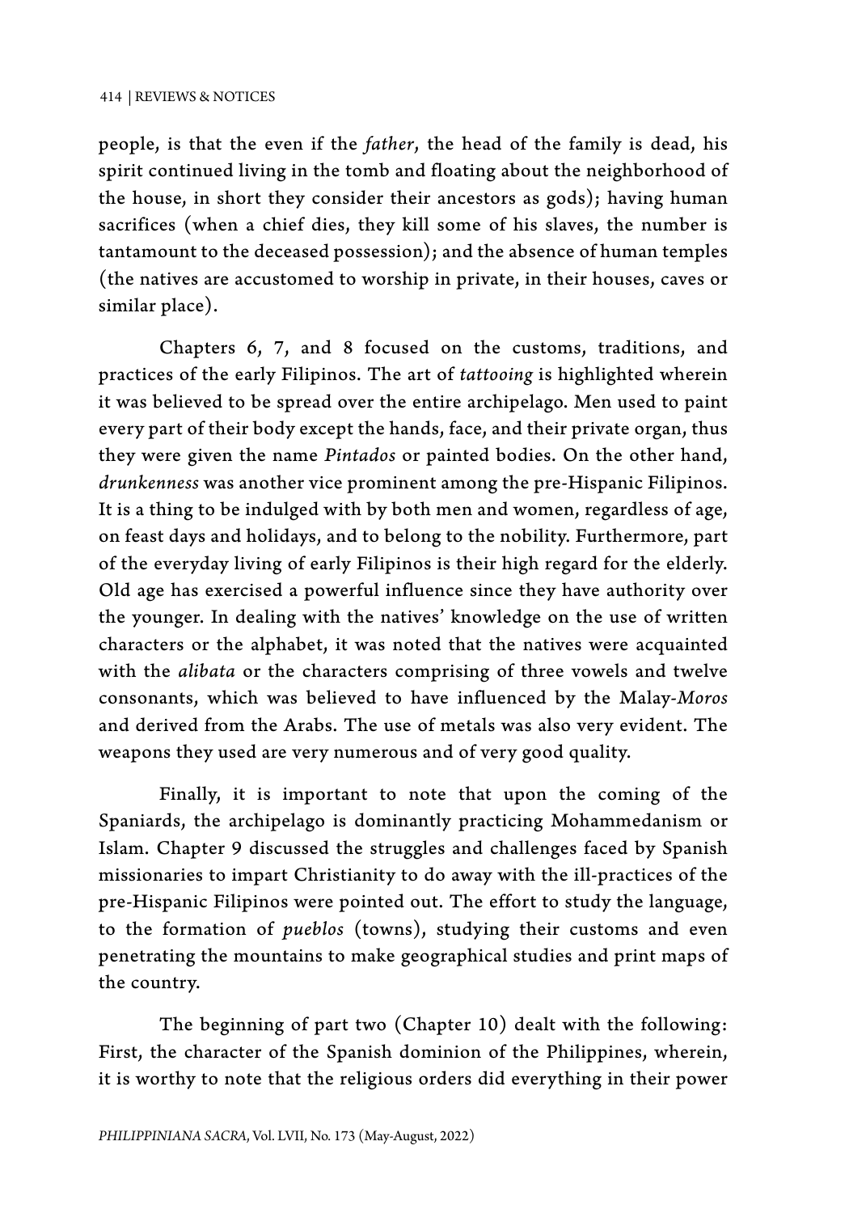people, is that the even if the *father*, the head of the family is dead, his spirit continued living in the tomb and floating about the neighborhood of the house, in short they consider their ancestors as gods); having human sacrifices (when a chief dies, they kill some of his slaves, the number is tantamount to the deceased possession); and the absence of human temples (the natives are accustomed to worship in private, in their houses, caves or similar place).

Chapters 6, 7, and 8 focused on the customs, traditions, and practices of the early Filipinos. The art of *tattooing* is highlighted wherein it was believed to be spread over the entire archipelago. Men used to paint every part of their body except the hands, face, and their private organ, thus they were given the name *Pintados* or painted bodies. On the other hand, *drunkenness* was another vice prominent among the pre-Hispanic Filipinos. It is a thing to be indulged with by both men and women, regardless of age, on feast days and holidays, and to belong to the nobility. Furthermore, part of the everyday living of early Filipinos is their high regard for the elderly. Old age has exercised a powerful influence since they have authority over the younger. In dealing with the natives' knowledge on the use of written characters or the alphabet, it was noted that the natives were acquainted with the *alibata* or the characters comprising of three vowels and twelve consonants, which was believed to have influenced by the Malay-*Moros* and derived from the Arabs. The use of metals was also very evident. The weapons they used are very numerous and of very good quality.

Finally, it is important to note that upon the coming of the Spaniards, the archipelago is dominantly practicing Mohammedanism or Islam. Chapter 9 discussed the struggles and challenges faced by Spanish missionaries to impart Christianity to do away with the ill-practices of the pre-Hispanic Filipinos were pointed out. The effort to study the language, to the formation of *pueblos* (towns), studying their customs and even penetrating the mountains to make geographical studies and print maps of the country.

The beginning of part two (Chapter 10) dealt with the following: First, the character of the Spanish dominion of the Philippines, wherein, it is worthy to note that the religious orders did everything in their power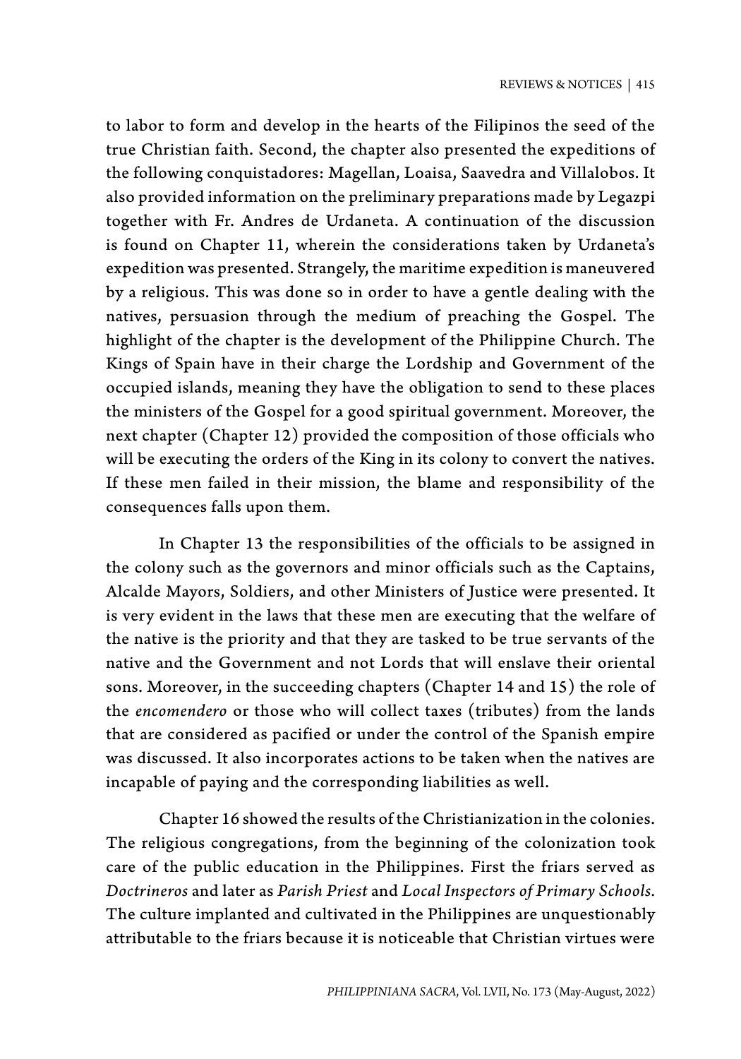to labor to form and develop in the hearts of the Filipinos the seed of the true Christian faith. Second, the chapter also presented the expeditions of the following conquistadores: Magellan, Loaisa, Saavedra and Villalobos. It also provided information on the preliminary preparations made by Legazpi together with Fr. Andres de Urdaneta. A continuation of the discussion is found on Chapter 11, wherein the considerations taken by Urdaneta's expedition was presented. Strangely, the maritime expedition is maneuvered by a religious. This was done so in order to have a gentle dealing with the natives, persuasion through the medium of preaching the Gospel. The highlight of the chapter is the development of the Philippine Church. The Kings of Spain have in their charge the Lordship and Government of the occupied islands, meaning they have the obligation to send to these places the ministers of the Gospel for a good spiritual government. Moreover, the next chapter (Chapter 12) provided the composition of those officials who will be executing the orders of the King in its colony to convert the natives. If these men failed in their mission, the blame and responsibility of the consequences falls upon them.

In Chapter 13 the responsibilities of the officials to be assigned in the colony such as the governors and minor officials such as the Captains, Alcalde Mayors, Soldiers, and other Ministers of Justice were presented. It is very evident in the laws that these men are executing that the welfare of the native is the priority and that they are tasked to be true servants of the native and the Government and not Lords that will enslave their oriental sons. Moreover, in the succeeding chapters (Chapter 14 and 15) the role of the *encomendero* or those who will collect taxes (tributes) from the lands that are considered as pacified or under the control of the Spanish empire was discussed. It also incorporates actions to be taken when the natives are incapable of paying and the corresponding liabilities as well.

Chapter 16 showed the results of the Christianization in the colonies. The religious congregations, from the beginning of the colonization took care of the public education in the Philippines. First the friars served as *Doctrineros* and later as *Parish Priest* and *Local Inspectors of Primary Schools.* The culture implanted and cultivated in the Philippines are unquestionably attributable to the friars because it is noticeable that Christian virtues were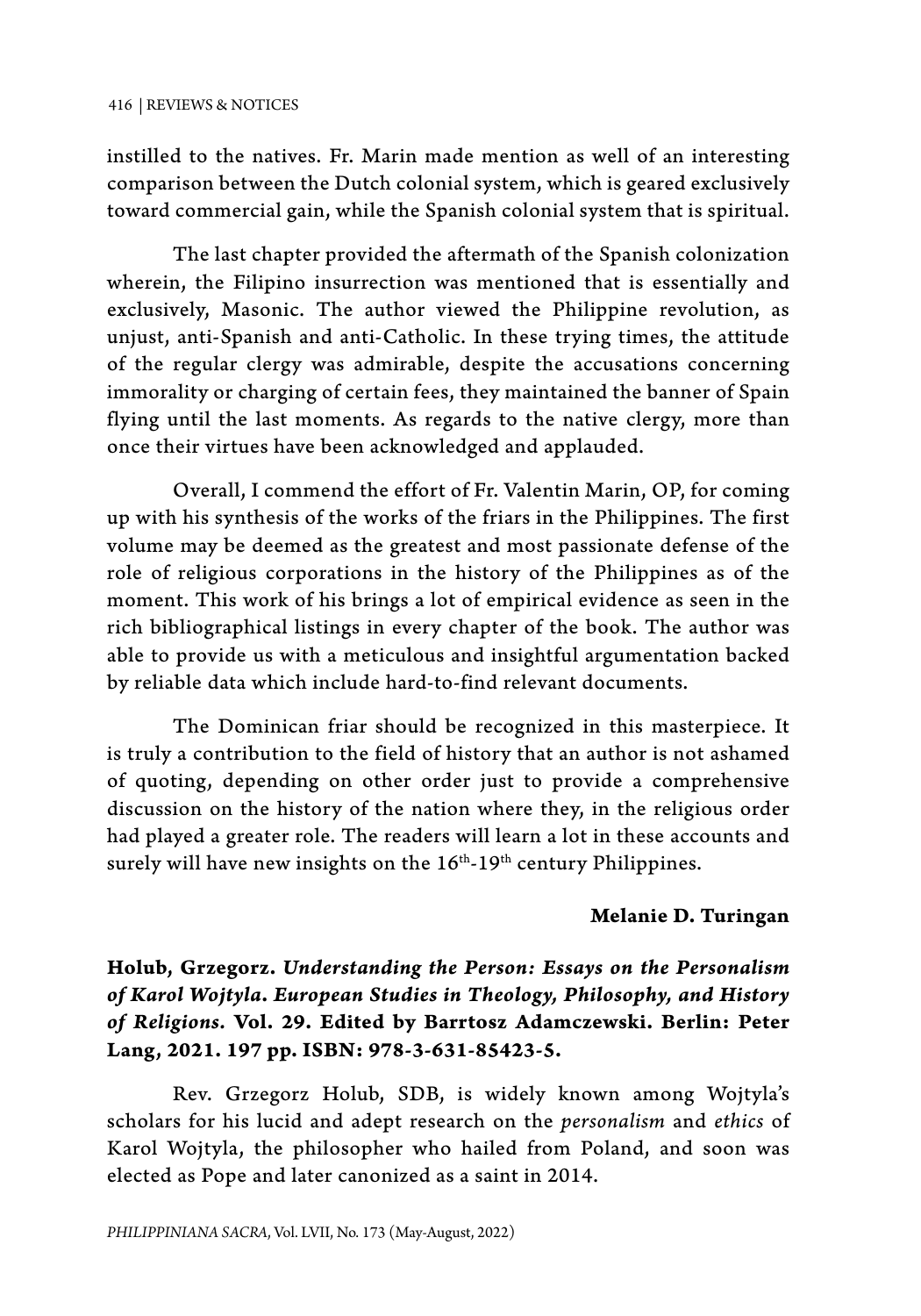instilled to the natives. Fr. Marin made mention as well of an interesting comparison between the Dutch colonial system, which is geared exclusively toward commercial gain, while the Spanish colonial system that is spiritual.

The last chapter provided the aftermath of the Spanish colonization wherein, the Filipino insurrection was mentioned that is essentially and exclusively, Masonic. The author viewed the Philippine revolution, as unjust, anti-Spanish and anti-Catholic. In these trying times, the attitude of the regular clergy was admirable, despite the accusations concerning immorality or charging of certain fees, they maintained the banner of Spain flying until the last moments. As regards to the native clergy, more than once their virtues have been acknowledged and applauded.

Overall, I commend the effort of Fr. Valentin Marin, OP, for coming up with his synthesis of the works of the friars in the Philippines. The first volume may be deemed as the greatest and most passionate defense of the role of religious corporations in the history of the Philippines as of the moment. This work of his brings a lot of empirical evidence as seen in the rich bibliographical listings in every chapter of the book. The author was able to provide us with a meticulous and insightful argumentation backed by reliable data which include hard-to-find relevant documents.

The Dominican friar should be recognized in this masterpiece. It is truly a contribution to the field of history that an author is not ashamed of quoting, depending on other order just to provide a comprehensive discussion on the history of the nation where they, in the religious order had played a greater role. The readers will learn a lot in these accounts and surely will have new insights on the 16th-19th century Philippines.

**Melanie D. Turingan**

**Holub, Grzegorz. *Understanding the Person: Essays on the Personalism of Karol Wojtyla. European Studies in Theology, Philosophy, and History of Religions.* Vol. 29. Edited by Barrtosz Adamczewski. Berlin: Peter Lang, 2021. 197 pp. ISBN: 978-3-631-85423-5.**

Rev. Grzegorz Holub, SDB, is widely known among Wojtyla's scholars for his lucid and adept research on the *personalism* and *ethics* of Karol Wojtyla, the philosopher who hailed from Poland, and soon was elected as Pope and later canonized as a saint in 2014.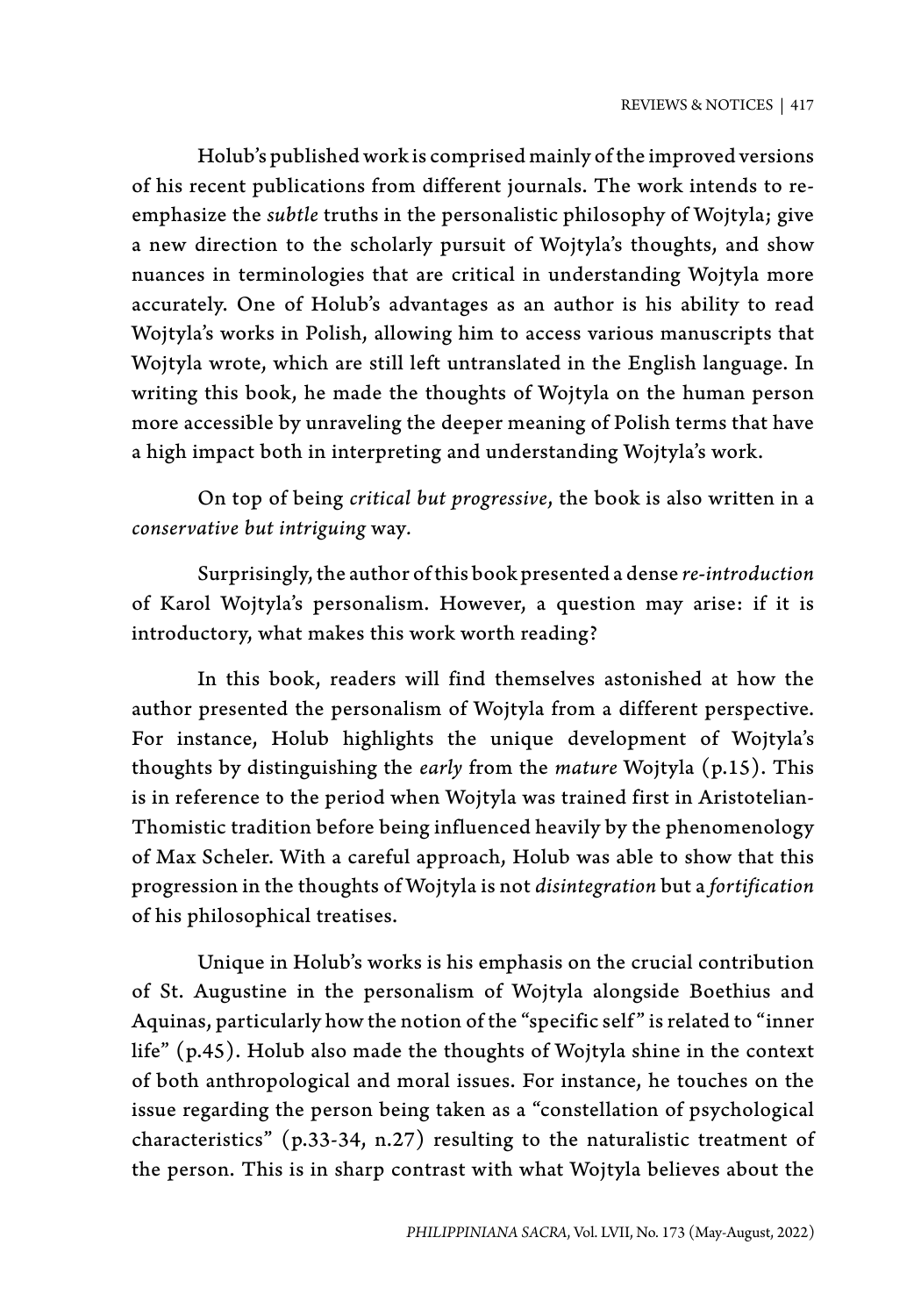Holub's published work is comprised mainly of the improved versions of his recent publications from different journals. The work intends to re-emphasize the *subtle* truths in the personalistic philosophy of Wojtyla; give a new direction to the scholarly pursuit of Wojtyla's thoughts, and show nuances in terminologies that are critical in understanding Wojtyla more accurately. One of Holub's advantages as an author is his ability to read Wojtyla's works in Polish, allowing him to access various manuscripts that Wojtyla wrote, which are still left untranslated in the English language. In writing this book, he made the thoughts of Wojtyla on the human person more accessible by unraveling the deeper meaning of Polish terms that have a high impact both in interpreting and understanding Wojtyla's work.

On top of being *critical but progressive*, the book is also written in a *conservative but intriguing* way.

Surprisingly, the author of this book presented a dense *re-introduction* of Karol Wojtyla's personalism. However, a question may arise: if it is introductory, what makes this work worth reading?

In this book, readers will find themselves astonished at how the author presented the personalism of Wojtyla from a different perspective. For instance, Holub highlights the unique development of Wojtyla's thoughts by distinguishing the *early* from the *mature* Wojtyla (p.15). This is in reference to the period when Wojtyla was trained first in Aristotelian-Thomistic tradition before being influenced heavily by the phenomenology of Max Scheler. With a careful approach, Holub was able to show that this progression in the thoughts of Wojtyla is not *disintegration* but a *fortification* of his philosophical treatises.

Unique in Holub's works is his emphasis on the crucial contribution of St. Augustine in the personalism of Wojtyla alongside Boethius and Aquinas, particularly how the notion of the "specific self" is related to "inner life" (p.45). Holub also made the thoughts of Wojtyla shine in the context of both anthropological and moral issues. For instance, he touches on the issue regarding the person being taken as a "constellation of psychological characteristics" (p.33-34, n.27) resulting to the naturalistic treatment of the person. This is in sharp contrast with what Wojtyla believes about the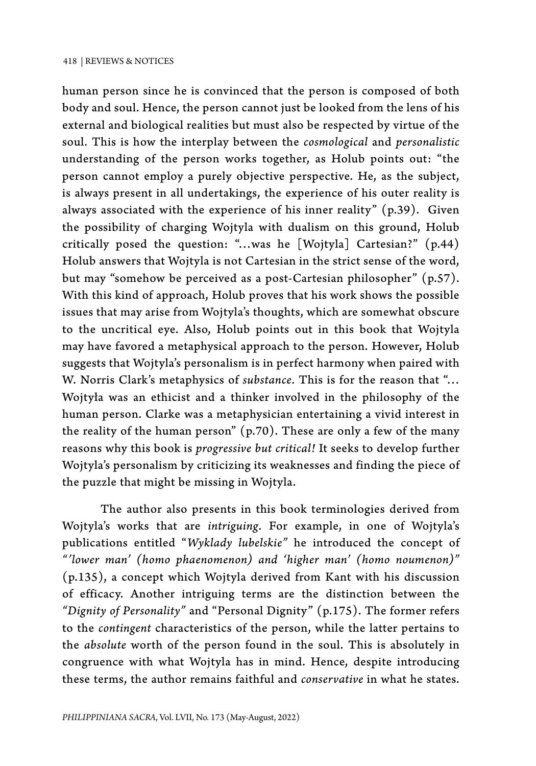human person since he is convinced that the person is composed of both body and soul. Hence, the person cannot just be looked from the lens of his external and biological realities but must also be respected by virtue of the soul. This is how the interplay between the *cosmological* and *personalistic* understanding of the person works together, as Holub points out: "the person cannot employ a purely objective perspective. He, as the subject, is always present in all undertakings, the experience of his outer reality is always associated with the experience of his inner reality" (p.39). Given the possibility of charging Wojtyla with dualism on this ground, Holub critically posed the question: "…was he [Wojtyla] Cartesian?" (p.44) Holub answers that Wojtyla is not Cartesian in the strict sense of the word, but may "somehow be perceived as a post-Cartesian philosopher" (p.57). With this kind of approach, Holub proves that his work shows the possible issues that may arise from Wojtyla's thoughts, which are somewhat obscure to the uncritical eye. Also, Holub points out in this book that Wojtyla may have favored a metaphysical approach to the person. However, Holub suggests that Wojtyla's personalism is in perfect harmony when paired with W. Norris Clark's metaphysics of *substance*. This is for the reason that "… Wojtyła was an ethicist and a thinker involved in the philosophy of the human person. Clarke was a metaphysician entertaining a vivid interest in the reality of the human person" (p.70). These are only a few of the many reasons why this book is *progressive but critical!* It seeks to develop further Wojtyla's personalism by criticizing its weaknesses and finding the piece of the puzzle that might be missing in Wojtyla.

The author also presents in this book terminologies derived from Wojtyla's works that are *intriguing*. For example, in one of Wojtyla's publications entitled "*Wyklady lubelskie"* he introduced the concept of *"'lower man' (homo phaenomenon) and 'higher man' (homo noumenon)"* (p.135), a concept which Wojtyla derived from Kant with his discussion of efficacy. Another intriguing terms are the distinction between the *"Dignity of Personality"* and "Personal Dignity" (p.175). The former refers to the *contingent* characteristics of the person, while the latter pertains to the *absolute* worth of the person found in the soul. This is absolutely in congruence with what Wojtyla has in mind. Hence, despite introducing these terms, the author remains faithful and *conservative* in what he states.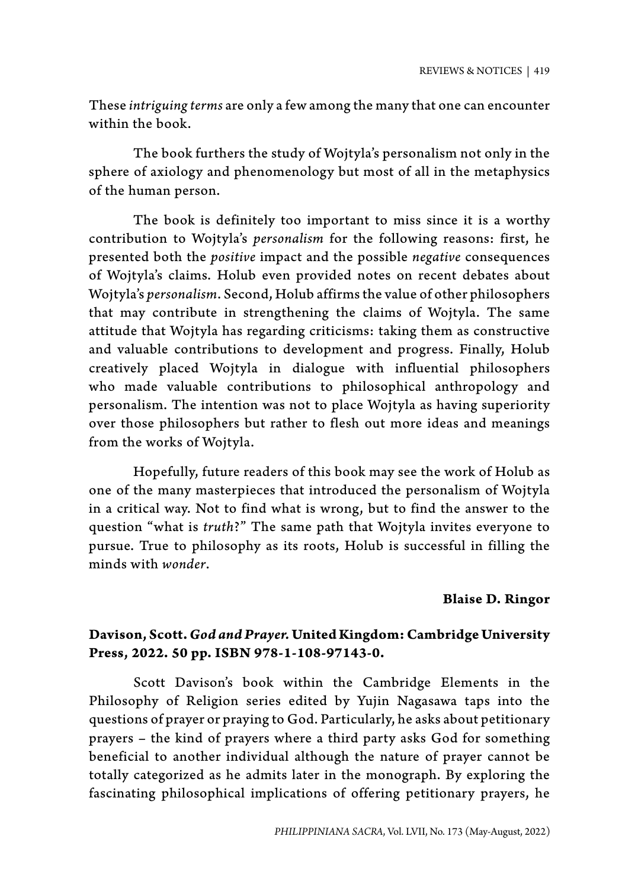These *intriguing terms* are only a few among the many that one can encounter within the book.

The book furthers the study of Wojtyla's personalism not only in the sphere of axiology and phenomenology but most of all in the metaphysics of the human person.

The book is definitely too important to miss since it is a worthy contribution to Wojtyla's *personalism* for the following reasons: first, he presented both the *positive* impact and the possible *negative* consequences of Wojtyla's claims. Holub even provided notes on recent debates about Wojtyla's *personalism*. Second, Holub affirms the value of other philosophers that may contribute in strengthening the claims of Wojtyla. The same attitude that Wojtyla has regarding criticisms: taking them as constructive and valuable contributions to development and progress. Finally, Holub creatively placed Wojtyla in dialogue with influential philosophers who made valuable contributions to philosophical anthropology and personalism. The intention was not to place Wojtyla as having superiority over those philosophers but rather to flesh out more ideas and meanings from the works of Wojtyla.

Hopefully, future readers of this book may see the work of Holub as one of the many masterpieces that introduced the personalism of Wojtyla in a critical way. Not to find what is wrong, but to find the answer to the question "what is *truth*?" The same path that Wojtyla invites everyone to pursue. True to philosophy as its roots, Holub is successful in filling the minds with *wonder*.

**Blaise D. Ringor**

**Davison, Scott. *God and Prayer.* United Kingdom: Cambridge University Press, 2022. 50 pp. ISBN 978-1-108-97143-0.**

Scott Davison's book within the Cambridge Elements in the Philosophy of Religion series edited by Yujin Nagasawa taps into the questions of prayer or praying to God. Particularly, he asks about petitionary prayers – the kind of prayers where a third party asks God for something beneficial to another individual although the nature of prayer cannot be totally categorized as he admits later in the monograph. By exploring the fascinating philosophical implications of offering petitionary prayers, he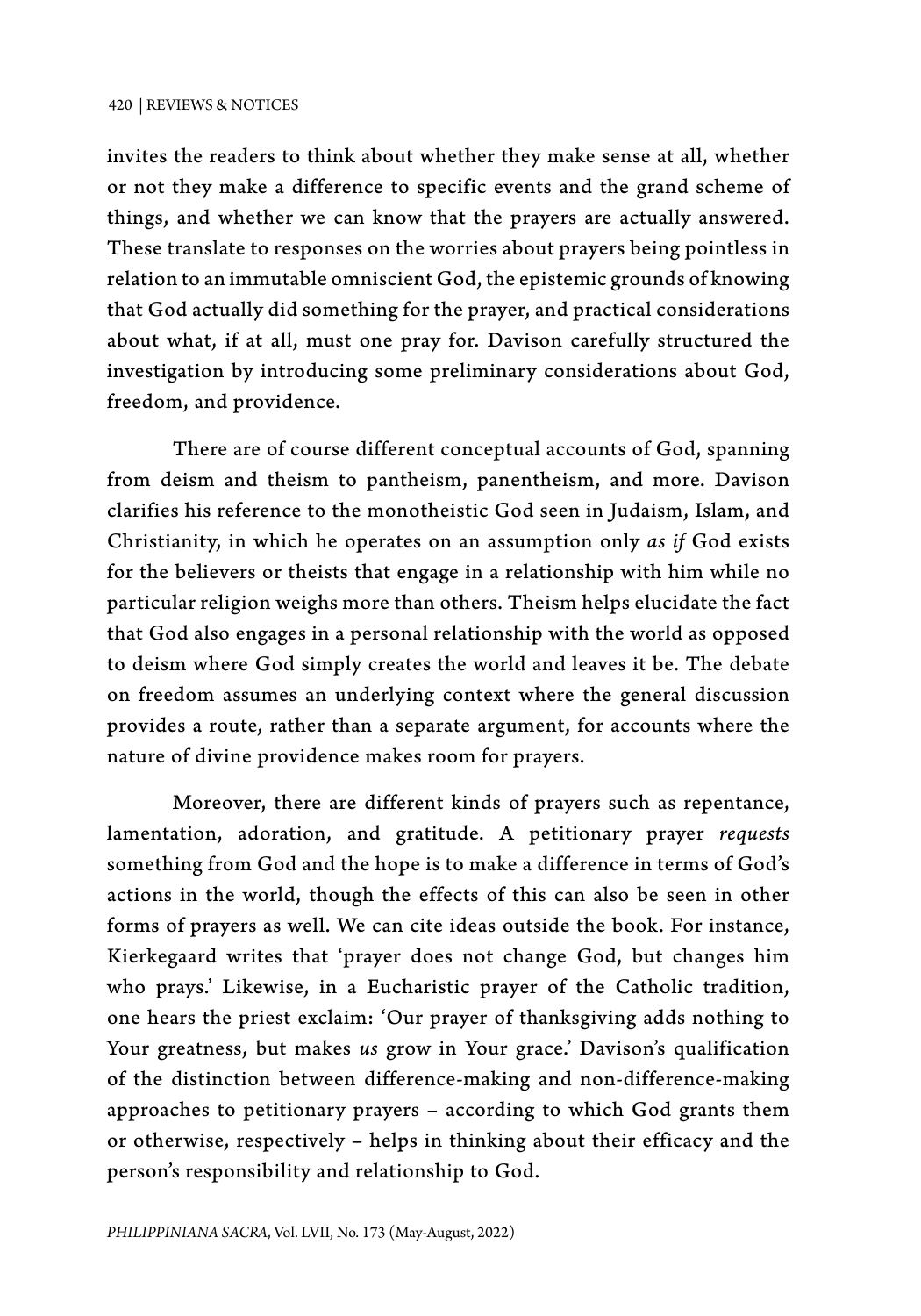invites the readers to think about whether they make sense at all, whether or not they make a difference to specific events and the grand scheme of things, and whether we can know that the prayers are actually answered. These translate to responses on the worries about prayers being pointless in relation to an immutable omniscient God, the epistemic grounds of knowing that God actually did something for the prayer, and practical considerations about what, if at all, must one pray for. Davison carefully structured the investigation by introducing some preliminary considerations about God, freedom, and providence.

There are of course different conceptual accounts of God, spanning from deism and theism to pantheism, panentheism, and more. Davison clarifies his reference to the monotheistic God seen in Judaism, Islam, and Christianity, in which he operates on an assumption only *as if* God exists for the believers or theists that engage in a relationship with him while no particular religion weighs more than others. Theism helps elucidate the fact that God also engages in a personal relationship with the world as opposed to deism where God simply creates the world and leaves it be. The debate on freedom assumes an underlying context where the general discussion provides a route, rather than a separate argument, for accounts where the nature of divine providence makes room for prayers.

Moreover, there are different kinds of prayers such as repentance, lamentation, adoration, and gratitude. A petitionary prayer *requests* something from God and the hope is to make a difference in terms of God's actions in the world, though the effects of this can also be seen in other forms of prayers as well. We can cite ideas outside the book. For instance, Kierkegaard writes that 'prayer does not change God, but changes him who prays.' Likewise, in a Eucharistic prayer of the Catholic tradition, one hears the priest exclaim: 'Our prayer of thanksgiving adds nothing to Your greatness, but makes *us* grow in Your grace.' Davison's qualification of the distinction between difference-making and non-difference-making approaches to petitionary prayers – according to which God grants them or otherwise, respectively – helps in thinking about their efficacy and the person's responsibility and relationship to God.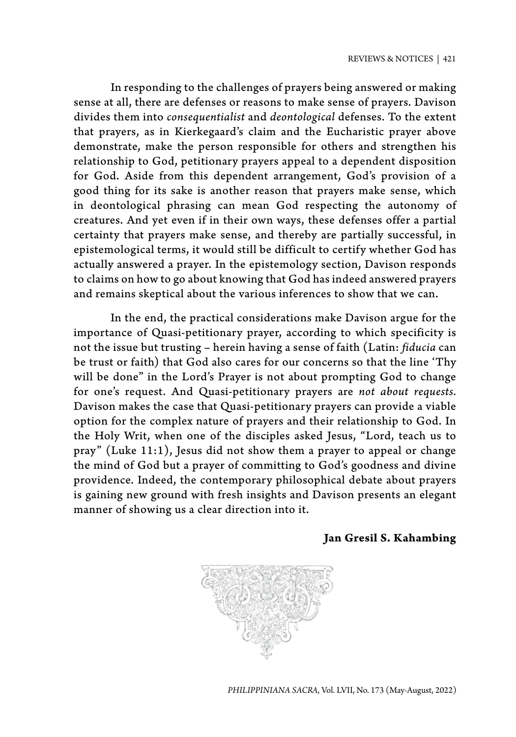In responding to the challenges of prayers being answered or making sense at all, there are defenses or reasons to make sense of prayers. Davison divides them into *consequentialist* and *deontological* defenses. To the extent that prayers, as in Kierkegaard's claim and the Eucharistic prayer above demonstrate, make the person responsible for others and strengthen his relationship to God, petitionary prayers appeal to a dependent disposition for God. Aside from this dependent arrangement, God's provision of a good thing for its sake is another reason that prayers make sense, which in deontological phrasing can mean God respecting the autonomy of creatures. And yet even if in their own ways, these defenses offer a partial certainty that prayers make sense, and thereby are partially successful, in epistemological terms, it would still be difficult to certify whether God has actually answered a prayer. In the epistemology section, Davison responds to claims on how to go about knowing that God has indeed answered prayers and remains skeptical about the various inferences to show that we can.

In the end, the practical considerations make Davison argue for the importance of Quasi-petitionary prayer, according to which specificity is not the issue but trusting – herein having a sense of faith (Latin: *fiducia* can be trust or faith) that God also cares for our concerns so that the line 'Thy will be done" in the Lord's Prayer is not about prompting God to change for one's request. And Quasi-petitionary prayers are *not about requests.* Davison makes the case that Quasi-petitionary prayers can provide a viable option for the complex nature of prayers and their relationship to God. In the Holy Writ, when one of the disciples asked Jesus, "Lord, teach us to pray" (Luke 11:1), Jesus did not show them a prayer to appeal or change the mind of God but a prayer of committing to God's goodness and divine providence. Indeed, the contemporary philosophical debate about prayers is gaining new ground with fresh insights and Davison presents an elegant manner of showing us a clear direction into it.

**Jan Gresil S. Kahambing**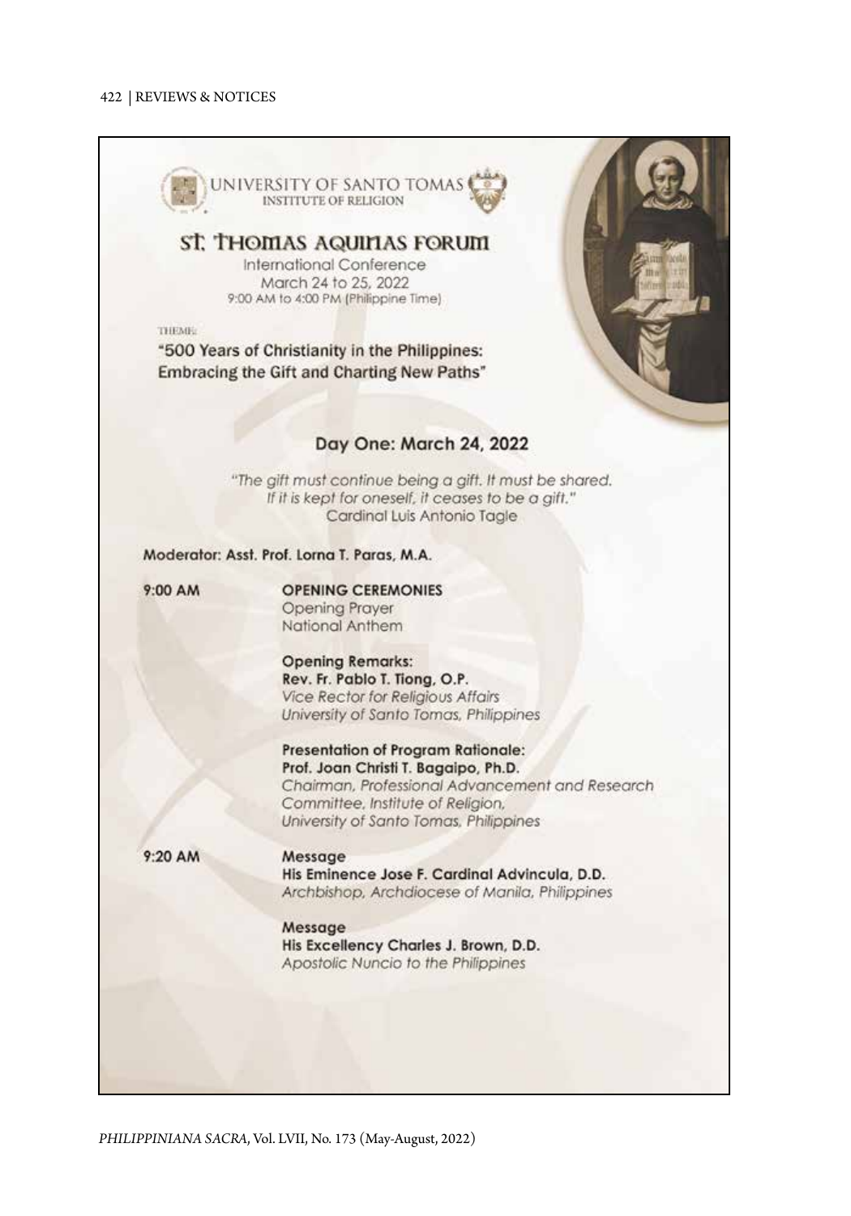UNIVERSITY OF SANTO TOMAS
INSTITUTE OF RELIGION

# ST. THOMAS AQUINAS FORUM

International Conference
March 24 to 25, 2022
9:00 AM to 4:00 PM (Philippine Time)

THEME:

**"500 Years of Christianity in the Philippines: Embracing the Gift and Charting New Paths"**

## Day One: March 24, 2022

*"The gift must continue being a gift. It must be shared. If it is kept for oneself, it ceases to be a gift."*
Cardinal Luis Antonio Tagle

**Moderator: Asst. Prof. Lorna T. Paras, M.A.**

**9:00 AM**

**OPENING CEREMONIES**
Opening Prayer
National Anthem

**Opening Remarks:**
**Rev. Fr. Pablo T. Tiong, O.P.**
*Vice Rector for Religious Affairs*
*University of Santo Tomas, Philippines*

**Presentation of Program Rationale:**
**Prof. Joan Christi T. Bagaipo, Ph.D.**
*Chairman, Professional Advancement and Research Committee, Institute of Religion,*
*University of Santo Tomas, Philippines*

**9:20 AM**

**Message**
**His Eminence Jose F. Cardinal Advincula, D.D.**
*Archbishop, Archdiocese of Manila, Philippines*

**Message**
**His Excellency Charles J. Brown, D.D.**
*Apostolic Nuncio to the Philippines*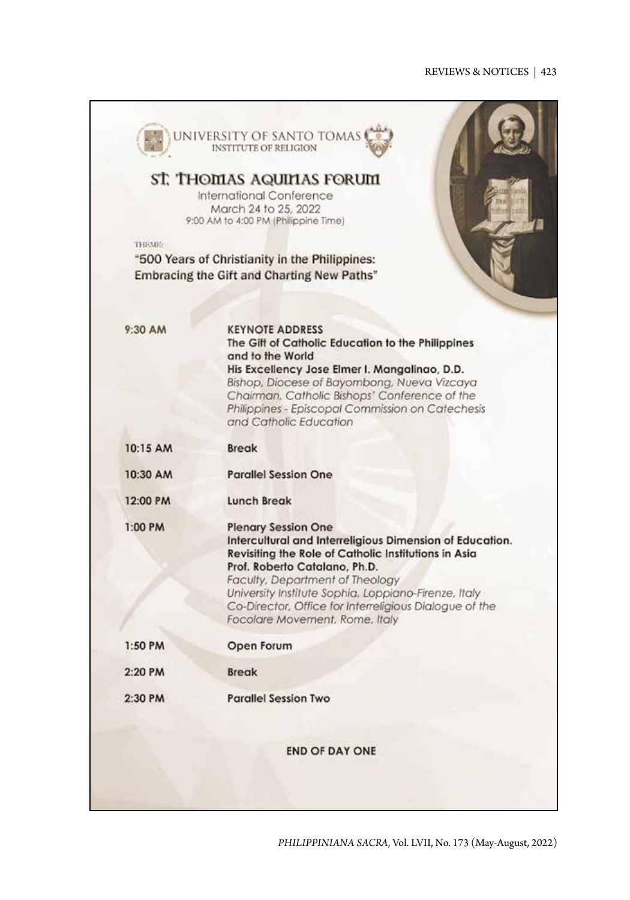UNIVERSITY OF SANTO TOMAS
INSTITUTE OF RELIGION

# ST. THOMAS AQUINAS FORUM

International Conference
March 24 to 25, 2022
9:00 AM to 4:00 PM (Philippine Time)

THEME:

**"500 Years of Christianity in the Philippines: Embracing the Gift and Charting New Paths"**

| | |
|---|---|
| 9:30 AM | **KEYNOTE ADDRESS**<br>**The Gift of Catholic Education to the Philippines and to the World**<br>**His Excellency Jose Elmer I. Mangalinao, D.D.**<br>*Bishop, Diocese of Bayombong, Nueva Vizcaya*<br>*Chairman, Catholic Bishops' Conference of the Philippines - Episcopal Commission on Catechesis and Catholic Education* |
| 10:15 AM | **Break** |
| 10:30 AM | **Parallel Session One** |
| 12:00 PM | **Lunch Break** |
| 1:00 PM | **Plenary Session One**<br>**Intercultural and Interreligious Dimension of Education. Revisiting the Role of Catholic Institutions in Asia**<br>**Prof. Roberto Catalano, Ph.D.**<br>*Faculty, Department of Theology*<br>*University Institute Sophia, Loppiano-Firenze, Italy*<br>*Co-Director, Office for Interreligious Dialogue of the Focolare Movement, Rome, Italy* |
| 1:50 PM | **Open Forum** |
| 2:20 PM | **Break** |
| 2:30 PM | **Parallel Session Two** |

**END OF DAY ONE**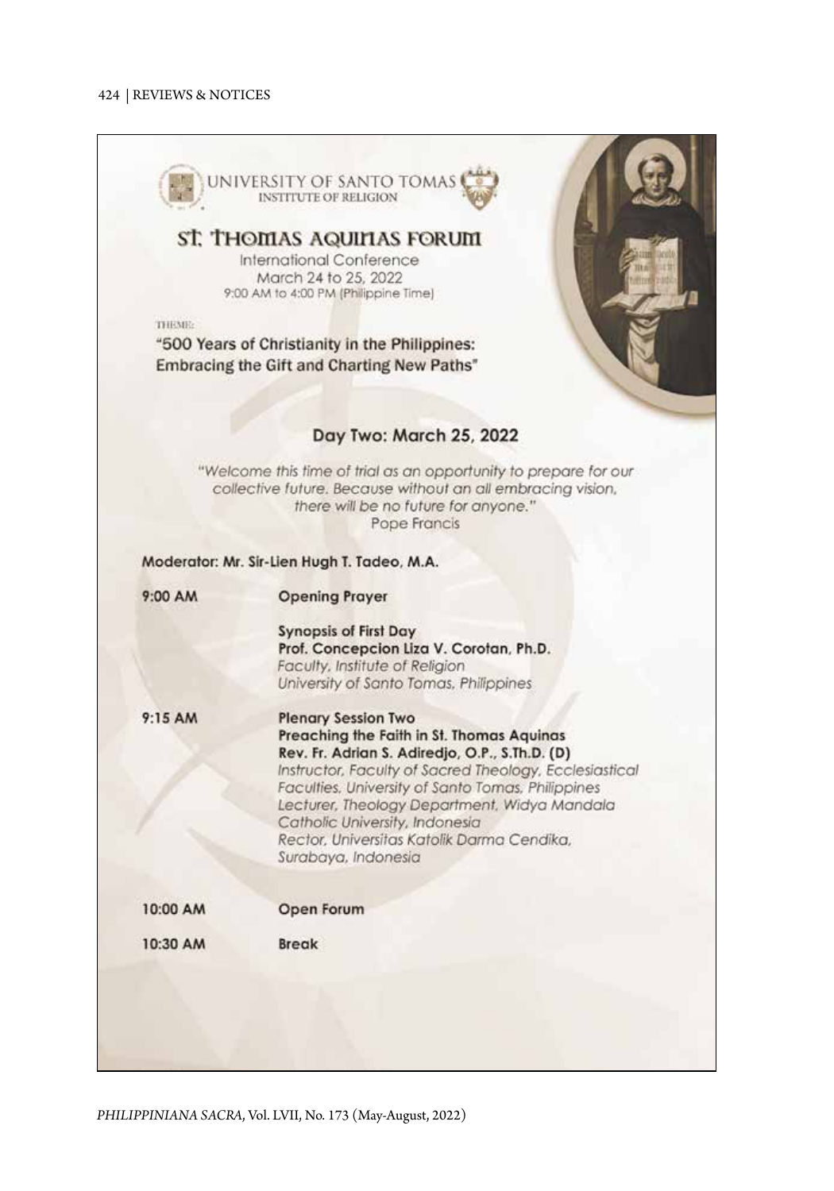UNIVERSITY OF SANTO TOMAS
INSTITUTE OF RELIGION

# ST. THOMAS AQUINAS FORUM

International Conference
March 24 to 25, 2022
9:00 AM to 4:00 PM (Philippine Time)

THEME:

**"500 Years of Christianity in the Philippines: Embracing the Gift and Charting New Paths"**

## Day Two: March 25, 2022

*"Welcome this time of trial as an opportunity to prepare for our collective future. Because without an all embracing vision, there will be no future for anyone."*
Pope Francis

**Moderator: Mr. Sir-Lien Hugh T. Tadeo, M.A.**

**9:00 AM** — **Opening Prayer**

**Synopsis of First Day**
**Prof. Concepcion Liza V. Corotan, Ph.D.**
*Faculty, Institute of Religion*
*University of Santo Tomas, Philippines*

**9:15 AM** — **Plenary Session Two**
**Preaching the Faith in St. Thomas Aquinas**
**Rev. Fr. Adrian S. Adiredjo, O.P., S.Th.D. (D)**
*Instructor, Faculty of Sacred Theology, Ecclesiastical Faculties, University of Santo Tomas, Philippines*
*Lecturer, Theology Department, Widya Mandala Catholic University, Indonesia*
*Rector, Universitas Katolik Darma Cendika, Surabaya, Indonesia*

**10:00 AM** — **Open Forum**

**10:30 AM** — **Break**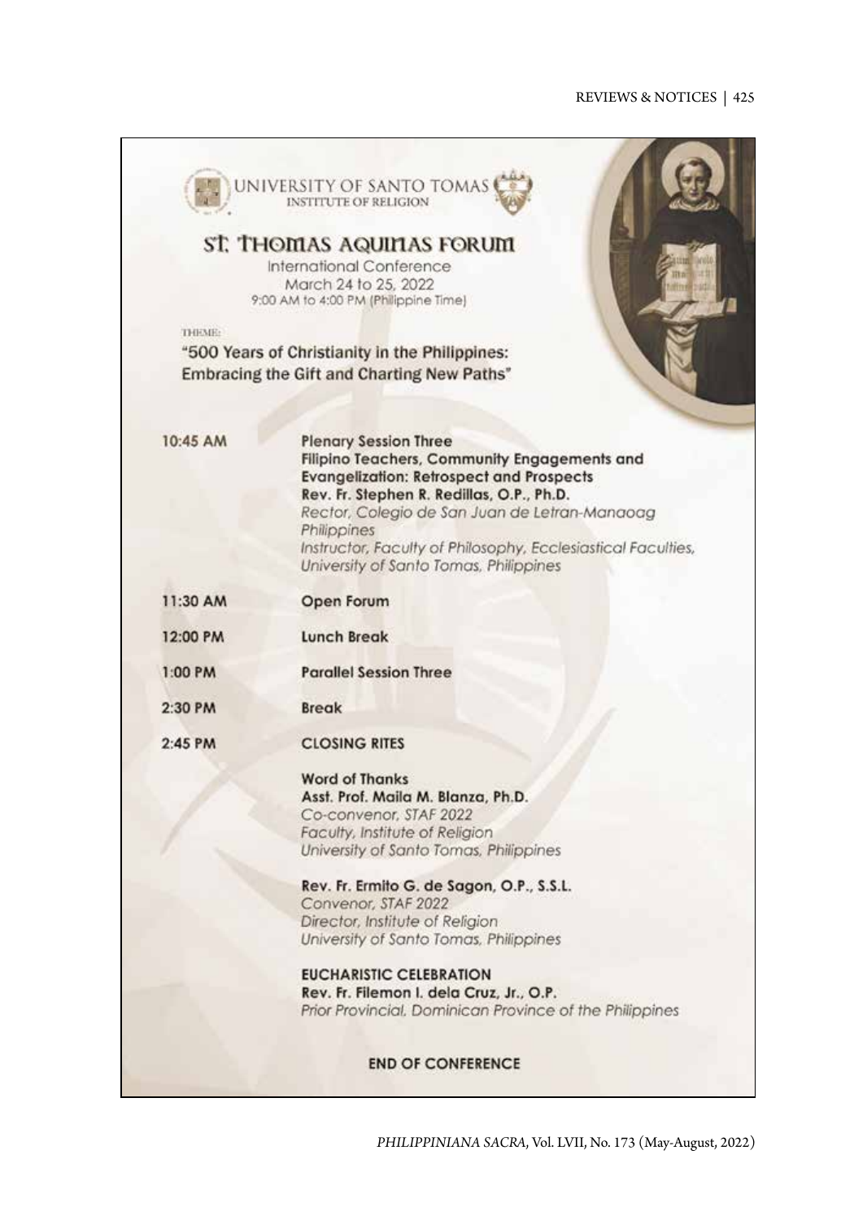UNIVERSITY OF SANTO TOMAS
INSTITUTE OF RELIGION

# ST. THOMAS AQUINAS FORUM

International Conference
March 24 to 25, 2022
9:00 AM to 4:00 PM (Philippine Time)

THEME:

**"500 Years of Christianity in the Philippines: Embracing the Gift and Charting New Paths"**

| | |
|---|---|
| 10:45 AM | **Plenary Session Three**<br>**Filipino Teachers, Community Engagements and Evangelization: Retrospect and Prospects**<br>**Rev. Fr. Stephen R. Redillas, O.P., Ph.D.**<br>*Rector, Colegio de San Juan de Letran-Manaoag Philippines*<br>*Instructor, Faculty of Philosophy, Ecclesiastical Faculties, University of Santo Tomas, Philippines* |
| 11:30 AM | **Open Forum** |
| 12:00 PM | **Lunch Break** |
| 1:00 PM | **Parallel Session Three** |
| 2:30 PM | **Break** |
| 2:45 PM | **CLOSING RITES**<br><br>**Word of Thanks**<br>**Asst. Prof. Maila M. Blanza, Ph.D.**<br>*Co-convenor, STAF 2022*<br>*Faculty, Institute of Religion*<br>*University of Santo Tomas, Philippines*<br><br>**Rev. Fr. Ermito G. de Sagon, O.P., S.S.L.**<br>*Convenor, STAF 2022*<br>*Director, Institute of Religion*<br>*University of Santo Tomas, Philippines*<br><br>**EUCHARISTIC CELEBRATION**<br>**Rev. Fr. Filemon I. dela Cruz, Jr., O.P.**<br>*Prior Provincial, Dominican Province of the Philippines* |

**END OF CONFERENCE**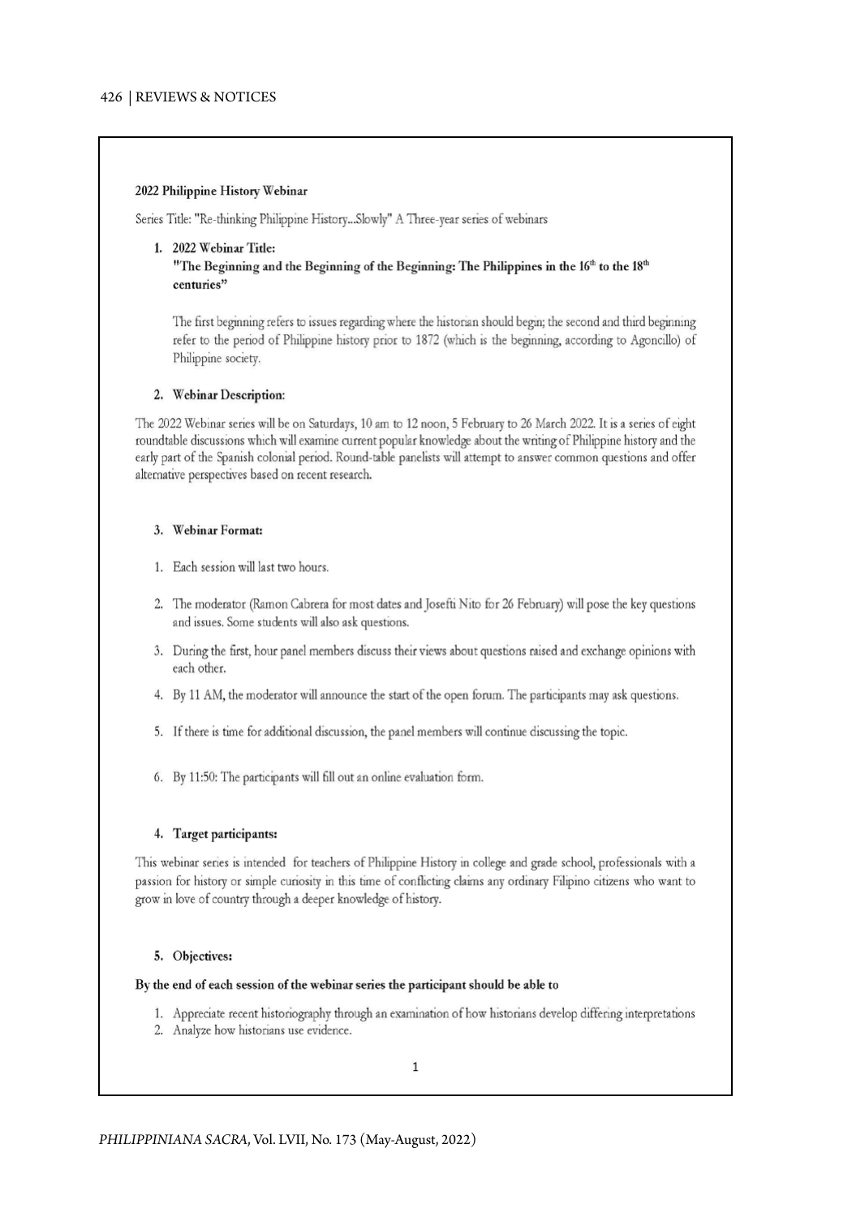**2022 Philippine History Webinar**

Series Title: "Re-thinking Philippine History...Slowly" A Three-year series of webinars

1. **2022 Webinar Title:**
   **"The Beginning and the Beginning of the Beginning: The Philippines in the 16th to the 18th centuries"**

   The first beginning refers to issues regarding where the historian should begin; the second and third beginning refer to the period of Philippine history prior to 1872 (which is the beginning, according to Agoncillo) of Philippine society.

2. **Webinar Description:**

The 2022 Webinar series will be on Saturdays, 10 am to 12 noon, 5 February to 26 March 2022. It is a series of eight roundtable discussions which will examine current popular knowledge about the writing of Philippine history and the early part of the Spanish colonial period. Round-table panelists will attempt to answer common questions and offer alternative perspectives based on recent research.

3. **Webinar Format:**

1. Each session will last two hours.
2. The moderator (Ramon Cabrera for most dates and Josefti Nito for 26 February) will pose the key questions and issues. Some students will also ask questions.
3. During the first, hour panel members discuss their views about questions raised and exchange opinions with each other.
4. By 11 AM, the moderator will announce the start of the open forum. The participants may ask questions.
5. If there is time for additional discussion, the panel members will continue discussing the topic.
6. By 11:50: The participants will fill out an online evaluation form.

4. **Target participants:**

This webinar series is intended for teachers of Philippine History in college and grade school, professionals with a passion for history or simple curiosity in this time of conflicting claims any ordinary Filipino citizens who want to grow in love of country through a deeper knowledge of history.

5. **Objectives:**

**By the end of each session of the webinar series the participant should be able to**

1. Appreciate recent historiography through an examination of how historians develop differing interpretations
2. Analyze how historians use evidence.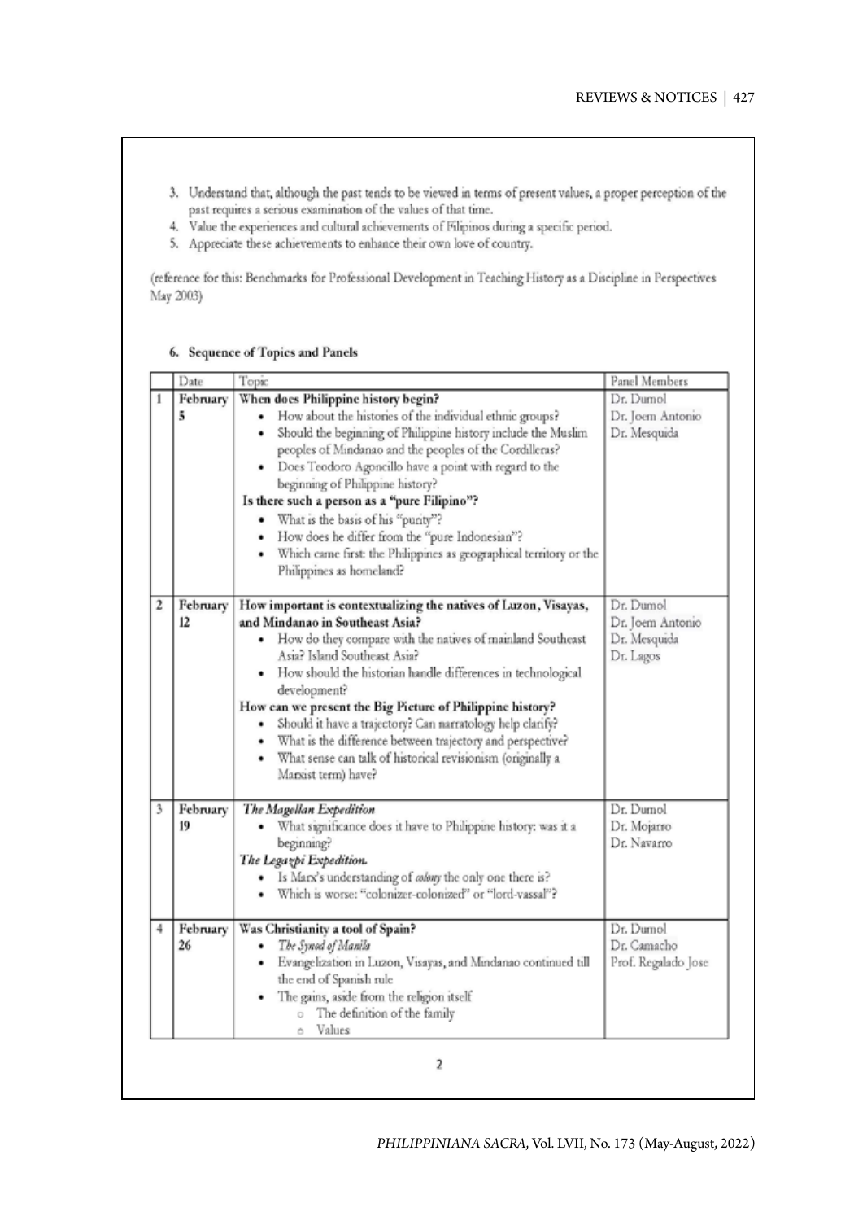3. Understand that, although the past tends to be viewed in terms of present values, a proper perception of the past requires a serious examination of the values of that time.
4. Value the experiences and cultural achievements of Filipinos during a specific period.
5. Appreciate these achievements to enhance their own love of country.

(reference for this: Benchmarks for Professional Development in Teaching History as a Discipline in Perspectives May 2003)

**6. Sequence of Topics and Panels**

| | Date | Topic | Panel Members |
|---|---|---|---|
| 1 | February 5 | **When does Philippine history begin?**<br>• How about the histories of the individual ethnic groups?<br>• Should the beginning of Philippine history include the Muslim peoples of Mindanao and the peoples of the Cordilleras?<br>• Does Teodoro Agoncillo have a point with regard to the beginning of Philippine history?<br>**Is there such a person as a "pure Filipino"?**<br>• What is the basis of his "purity"?<br>• How does he differ from the "pure Indonesian"?<br>• Which came first: the Philippines as geographical territory or the Philippines as homeland? | Dr. Dumol<br>Dr. Joem Antonio<br>Dr. Mesquida |
| 2 | February 12 | **How important is contextualizing the natives of Luzon, Visayas, and Mindanao in Southeast Asia?**<br>• How do they compare with the natives of mainland Southeast Asia? Island Southeast Asia?<br>• How should the historian handle differences in technological development?<br>**How can we present the Big Picture of Philippine history?**<br>• Should it have a trajectory? Can narratology help clarify?<br>• What is the difference between trajectory and perspective?<br>• What sense can talk of historical revisionism (originally a Marxist term) have? | Dr. Dumol<br>Dr. Joem Antonio<br>Dr. Mesquida<br>Dr. Lagos |
| 3 | February 19 | ***The Magellan Expedition***<br>• What significance does it have to Philippine history: was it a beginning?<br>***The Legazpi Expedition.***<br>• Is Marx's understanding of *colony* the only one there is?<br>• Which is worse: "colonizer-colonized" or "lord-vassal"? | Dr. Dumol<br>Dr. Mojarro<br>Dr. Navarro |
| 4 | February 26 | **Was Christianity a tool of Spain?**<br>• *The Synod of Manila*<br>• Evangelization in Luzon, Visayas, and Mindanao continued till the end of Spanish rule<br>• The gains, aside from the religion itself<br>  ○ The definition of the family<br>  ○ Values | Dr. Dumol<br>Dr. Camacho<br>Prof. Regalado Jose |

2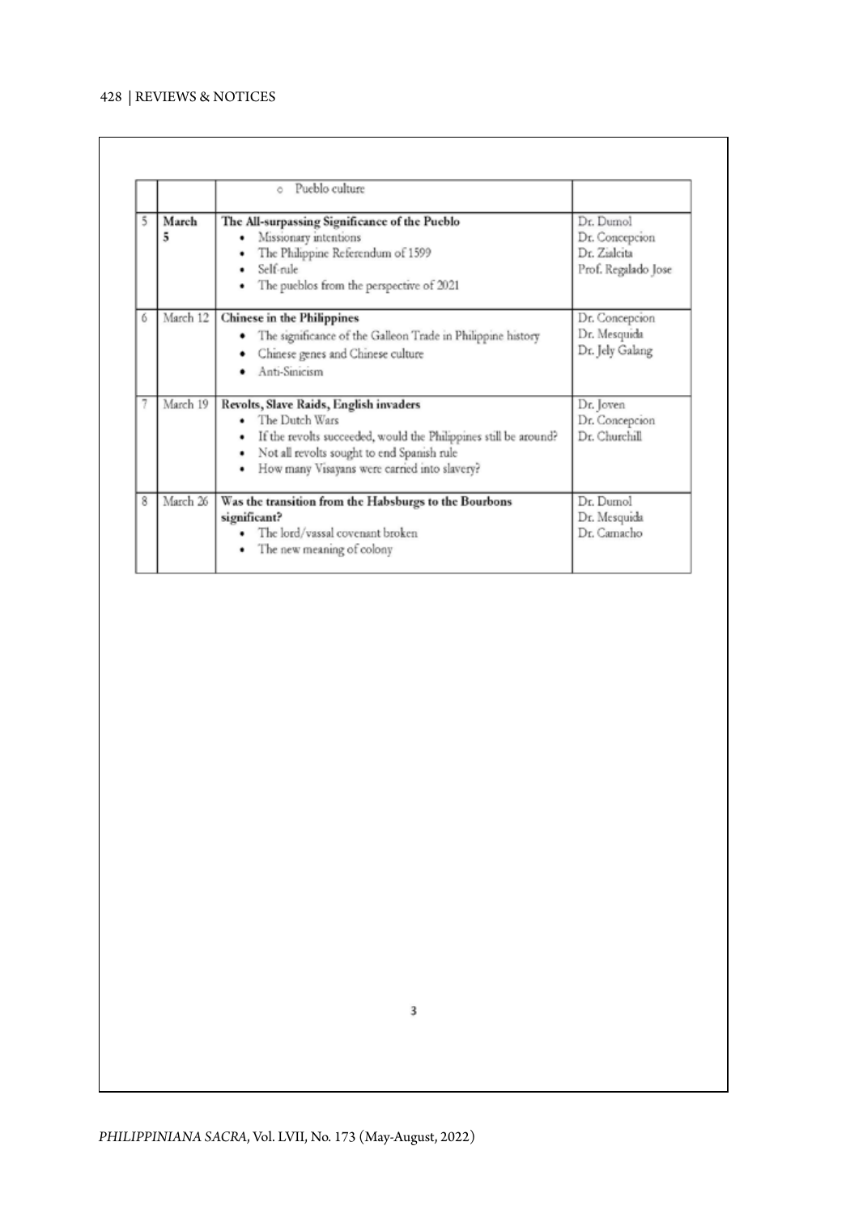| | | | |
|---|---|---|---|
| | | ○ Pueblo culture | |
| 5 | **March 5** | **The All-surpassing Significance of the Pueblo**<br>• Missionary intentions<br>• The Philippine Referendum of 1599<br>• Self-rule<br>• The pueblos from the perspective of 2021 | Dr. Dumol<br>Dr. Concepcion<br>Dr. Zialcita<br>Prof. Regalado Jose |
| 6 | March 12 | **Chinese in the Philippines**<br>• The significance of the Galleon Trade in Philippine history<br>• Chinese genes and Chinese culture<br>• Anti-Sinicism | Dr. Concepcion<br>Dr. Mesquida<br>Dr. Jely Galang |
| 7 | March 19 | **Revolts, Slave Raids, English invaders**<br>• The Dutch Wars<br>• If the revolts succeeded, would the Philippines still be around?<br>• Not all revolts sought to end Spanish rule<br>• How many Visayans were carried into slavery? | Dr. Joven<br>Dr. Concepcion<br>Dr. Churchill |
| 8 | March 26 | **Was the transition from the Habsburgs to the Bourbons significant?**<br>• The lord/vassal covenant broken<br>• The new meaning of colony | Dr. Dumol<br>Dr. Mesquida<br>Dr. Camacho |

3